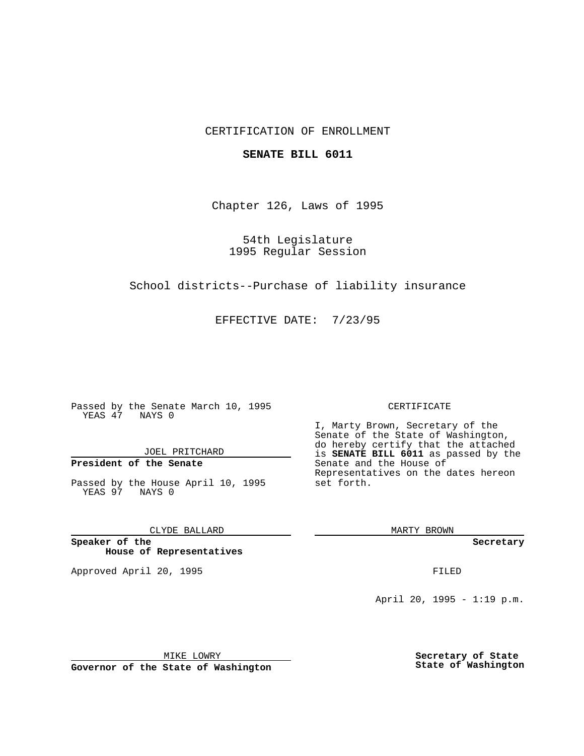CERTIFICATION OF ENROLLMENT

**SENATE BILL 6011**

Chapter 126, Laws of 1995

54th Legislature
1995 Regular Session

School districts--Purchase of liability insurance

EFFECTIVE DATE: 7/23/95

Passed by the Senate March 10, 1995
YEAS 47 NAYS 0

JOEL PRITCHARD

**President of the Senate**

Passed by the House April 10, 1995
YEAS 97 NAYS 0

CLYDE BALLARD

**Speaker of the House of Representatives**

Approved April 20, 1995

MIKE LOWRY

**Governor of the State of Washington**

CERTIFICATE

I, Marty Brown, Secretary of the Senate of the State of Washington, do hereby certify that the attached is **SENATE BILL 6011** as passed by the Senate and the House of Representatives on the dates hereon set forth.

MARTY BROWN

**Secretary**

FILED

April 20, 1995 - 1:19 p.m.

**Secretary of State**
**State of Washington**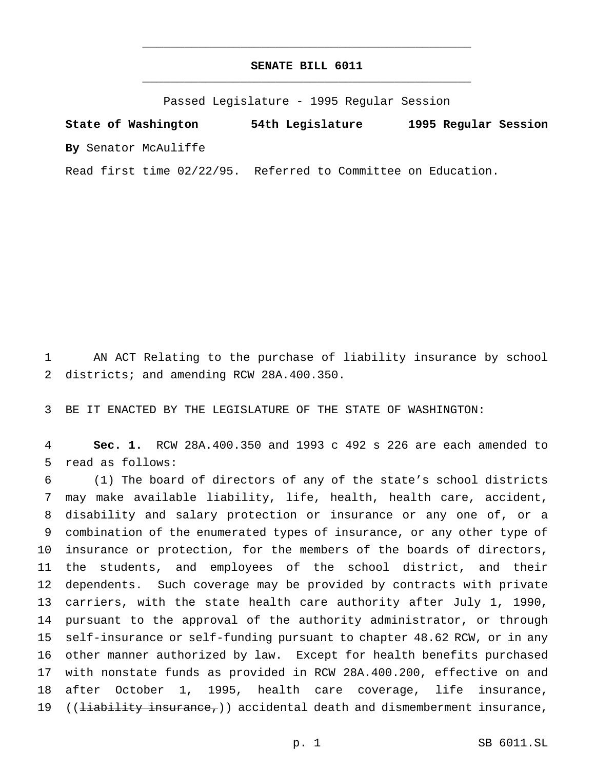# SENATE BILL 6011

Passed Legislature - 1995 Regular Session

**State of Washington** **54th Legislature** **1995 Regular Session**

**By** Senator McAuliffe

Read first time 02/22/95. Referred to Committee on Education.

AN ACT Relating to the purchase of liability insurance by school districts; and amending RCW 28A.400.350.

BE IT ENACTED BY THE LEGISLATURE OF THE STATE OF WASHINGTON:

**Sec. 1.** RCW 28A.400.350 and 1993 c 492 s 226 are each amended to read as follows:

(1) The board of directors of any of the state's school districts may make available liability, life, health, health care, accident, disability and salary protection or insurance or any one of, or a combination of the enumerated types of insurance, or any other type of insurance or protection, for the members of the boards of directors, the students, and employees of the school district, and their dependents. Such coverage may be provided by contracts with private carriers, with the state health care authority after July 1, 1990, pursuant to the approval of the authority administrator, or through self-insurance or self-funding pursuant to chapter 48.62 RCW, or in any other manner authorized by law. Except for health benefits purchased with nonstate funds as provided in RCW 28A.400.200, effective on and after October 1, 1995, health care coverage, life insurance, ((~~liability insurance,~~)) accidental death and dismemberment insurance,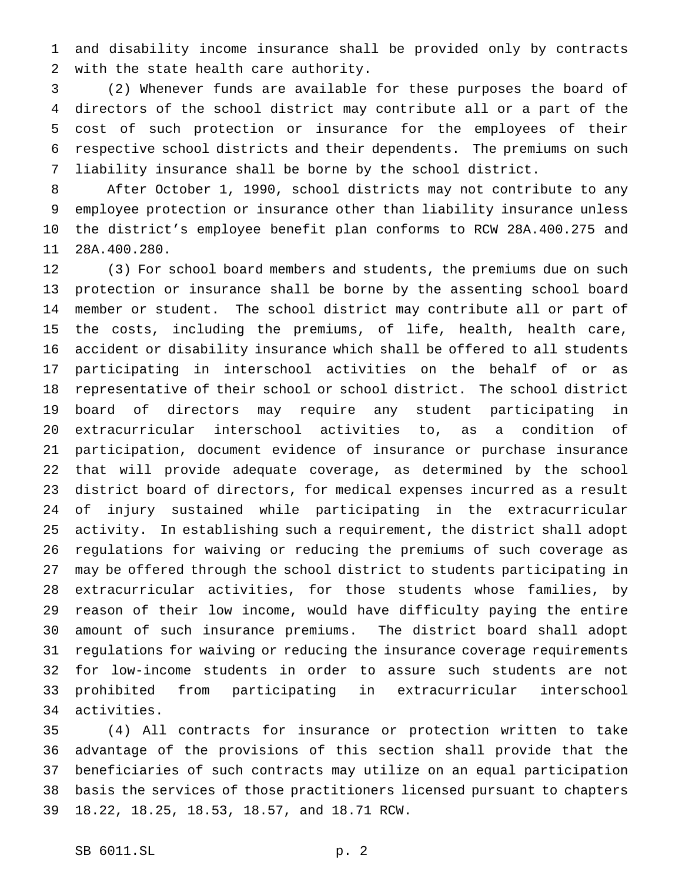and disability income insurance shall be provided only by contracts with the state health care authority.

(2) Whenever funds are available for these purposes the board of directors of the school district may contribute all or a part of the cost of such protection or insurance for the employees of their respective school districts and their dependents. The premiums on such liability insurance shall be borne by the school district.

After October 1, 1990, school districts may not contribute to any employee protection or insurance other than liability insurance unless the district's employee benefit plan conforms to RCW 28A.400.275 and 28A.400.280.

(3) For school board members and students, the premiums due on such protection or insurance shall be borne by the assenting school board member or student. The school district may contribute all or part of the costs, including the premiums, of life, health, health care, accident or disability insurance which shall be offered to all students participating in interschool activities on the behalf of or as representative of their school or school district. The school district board of directors may require any student participating in extracurricular interschool activities to, as a condition of participation, document evidence of insurance or purchase insurance that will provide adequate coverage, as determined by the school district board of directors, for medical expenses incurred as a result of injury sustained while participating in the extracurricular activity. In establishing such a requirement, the district shall adopt regulations for waiving or reducing the premiums of such coverage as may be offered through the school district to students participating in extracurricular activities, for those students whose families, by reason of their low income, would have difficulty paying the entire amount of such insurance premiums. The district board shall adopt regulations for waiving or reducing the insurance coverage requirements for low-income students in order to assure such students are not prohibited from participating in extracurricular interschool activities.

(4) All contracts for insurance or protection written to take advantage of the provisions of this section shall provide that the beneficiaries of such contracts may utilize on an equal participation basis the services of those practitioners licensed pursuant to chapters 18.22, 18.25, 18.53, 18.57, and 18.71 RCW.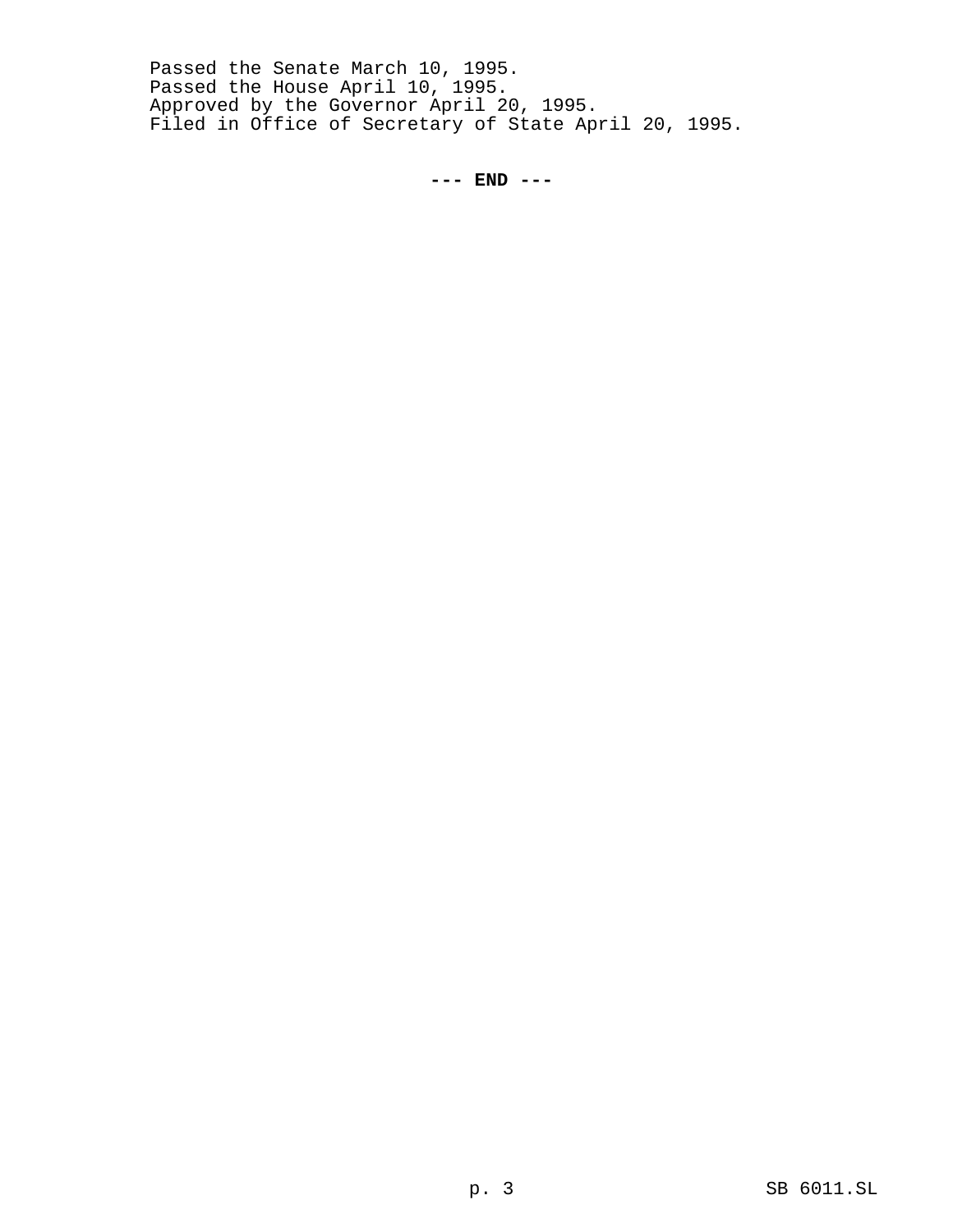Passed the Senate March 10, 1995.
Passed the House April 10, 1995.
Approved by the Governor April 20, 1995.
Filed in Office of Secretary of State April 20, 1995.

**--- END ---**